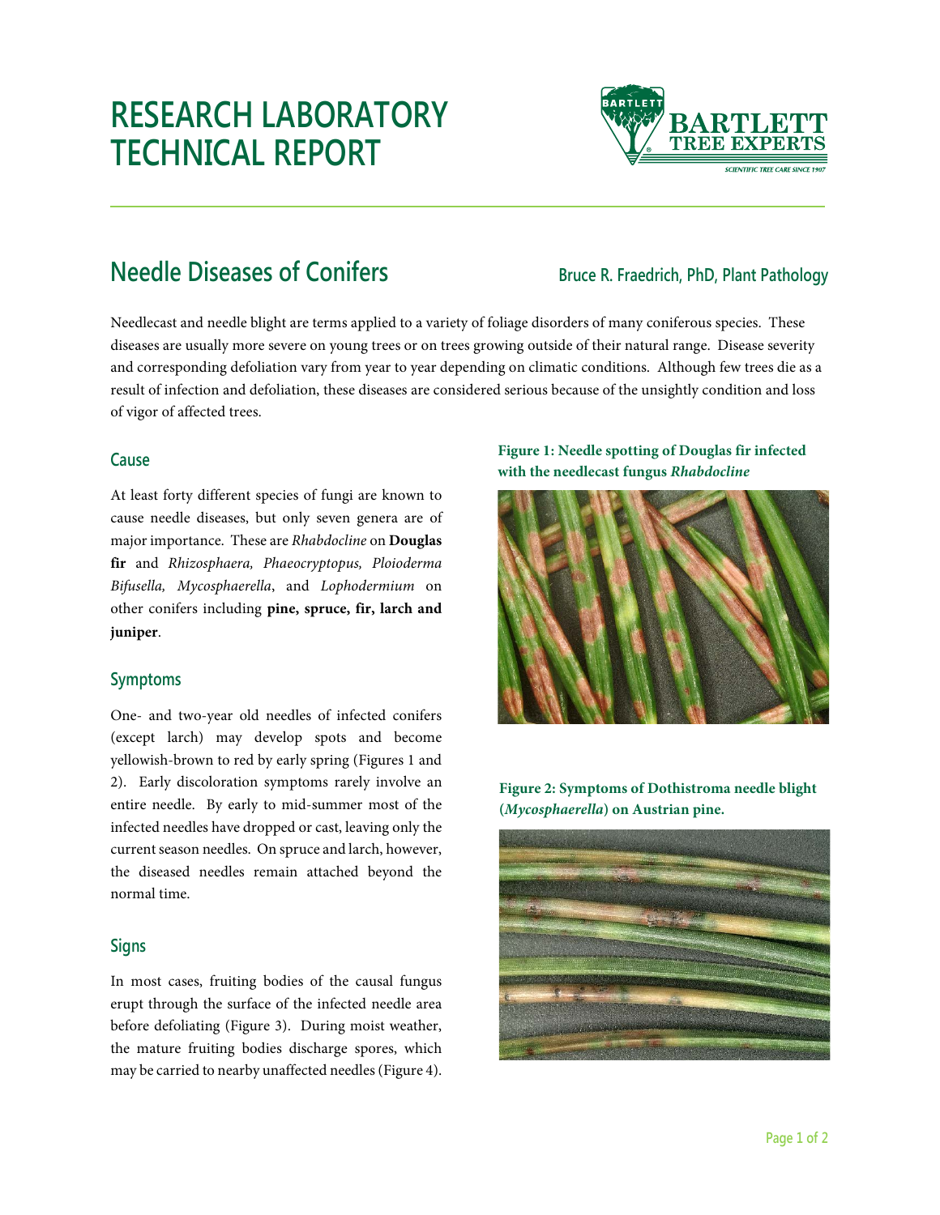# RESEARCH LABORATORY TECHNICAL REPORT

## Needle Diseases of Conifers

**Bruce R. Fraedrich, PhD, Plant Pathology**

Needlecast and needle blight are terms applied to a variety of foliage disorders of many coniferous species. These diseases are usually more severe on young trees or on trees growing outside of their natural range. Disease severity and corresponding defoliation vary from year to year depending on climatic conditions. Although few trees die as a result of infection and defoliation, these diseases are considered serious because of the unsightly condition and loss of vigor of affected trees.

### Cause

At least forty different species of fungi are known to cause needle diseases, but only seven genera are of major importance. These are *Rhabdocline* on **Douglas fir** and *Rhizosphaera, Phaeocryptopus, Ploioderma Bifusella, Mycosphaerella*, and *Lophodermium* on other conifers including **pine, spruce, fir, larch and juniper**.

### Symptoms

One- and two-year old needles of infected conifers (except larch) may develop spots and become yellowish-brown to red by early spring (Figures 1 and 2). Early discoloration symptoms rarely involve an entire needle. By early to mid-summer most of the infected needles have dropped or cast, leaving only the current season needles. On spruce and larch, however, the diseased needles remain attached beyond the normal time.

### Signs

In most cases, fruiting bodies of the causal fungus erupt through the surface of the infected needle area before defoliating (Figure 3). During moist weather, the mature fruiting bodies discharge spores, which may be carried to nearby unaffected needles (Figure 4).

**Figure 1: Needle spotting of Douglas fir infected with the needlecast fungus *Rhabdocline***

**Figure 2: Symptoms of Dothistroma needle blight (*Mycosphaerella*) on Austrian pine.**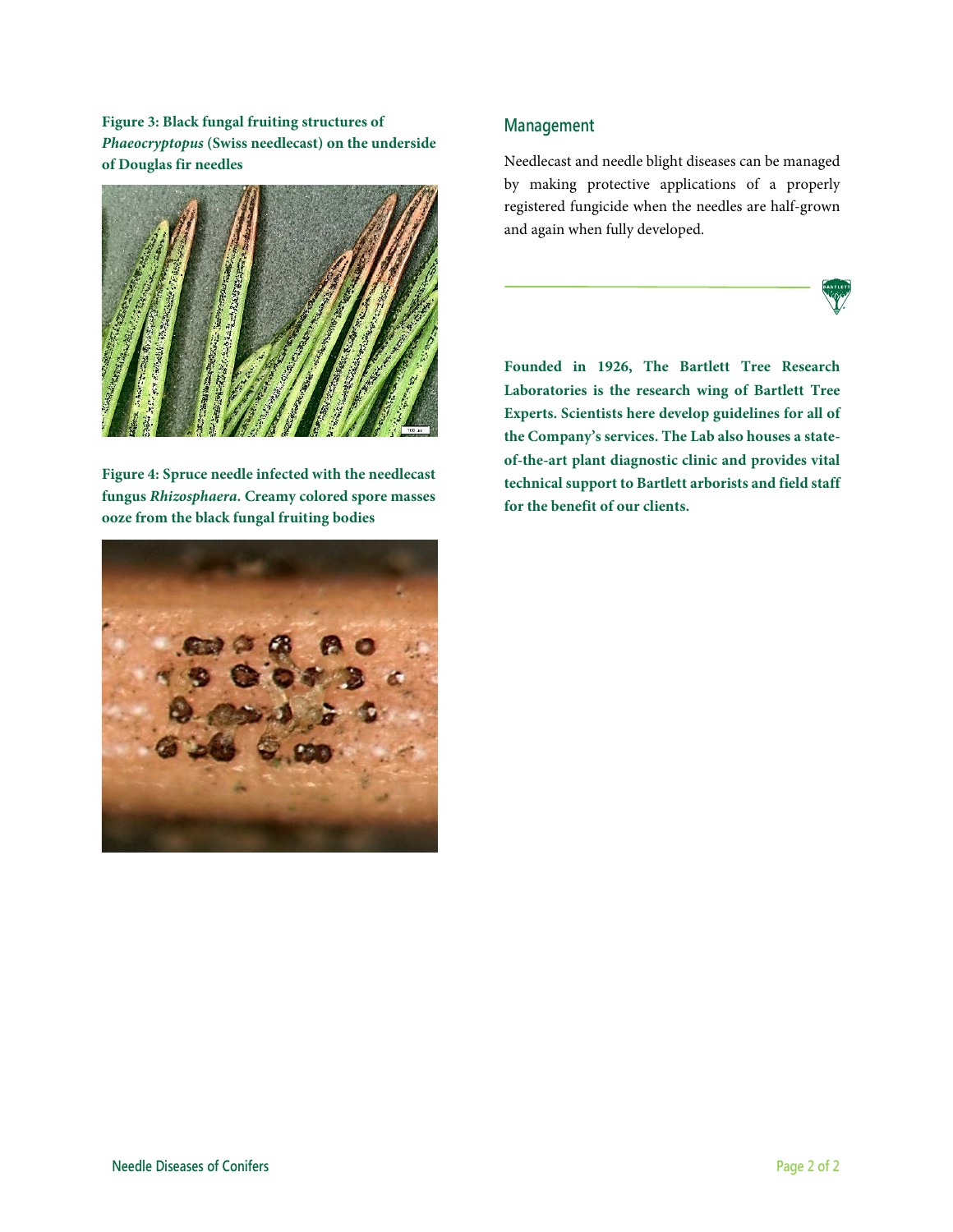**Figure 3: Black fungal fruiting structures of *Phaeocryptopus* (Swiss needlecast) on the underside of Douglas fir needles**

**Figure 4: Spruce needle infected with the needlecast fungus *Rhizosphaera*. Creamy colored spore masses ooze from the black fungal fruiting bodies**

## Management

Needlecast and needle blight diseases can be managed by making protective applications of a properly registered fungicide when the needles are half-grown and again when fully developed.

**Founded in 1926, The Bartlett Tree Research Laboratories is the research wing of Bartlett Tree Experts. Scientists here develop guidelines for all of the Company's services. The Lab also houses a state-of-the-art plant diagnostic clinic and provides vital technical support to Bartlett arborists and field staff for the benefit of our clients.**